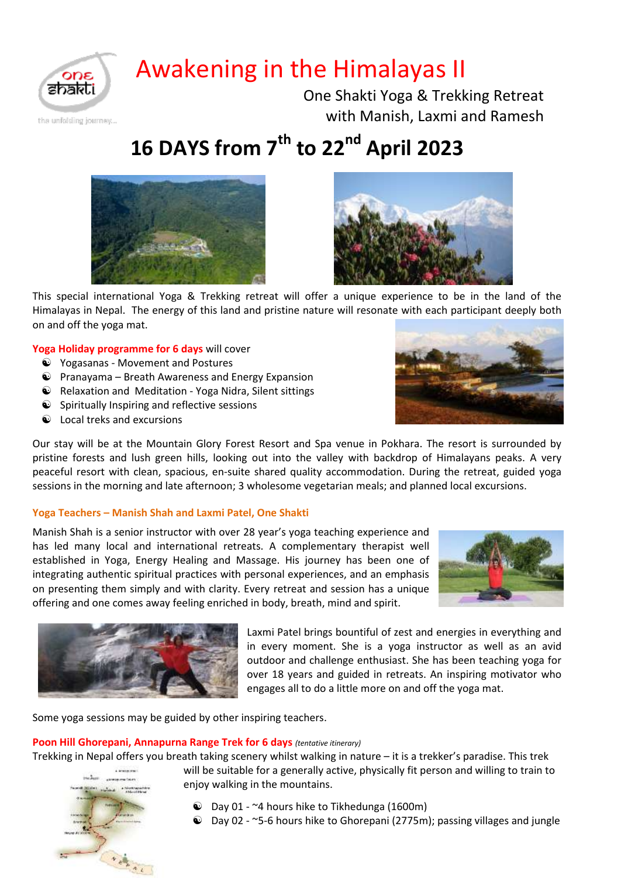one shakti

the unfolding journey...

# Awakening in the Himalayas II

One Shakti Yoga & Trekking Retreat
with Manish, Laxmi and Ramesh

## 16 DAYS from 7th to 22nd April 2023

This special international Yoga & Trekking retreat will offer a unique experience to be in the land of the Himalayas in Nepal. The energy of this land and pristine nature will resonate with each participant deeply both on and off the yoga mat.

**Yoga Holiday programme for 6 days** will cover

- Yogasanas - Movement and Postures
- Pranayama – Breath Awareness and Energy Expansion
- Relaxation and Meditation - Yoga Nidra, Silent sittings
- Spiritually Inspiring and reflective sessions
- Local treks and excursions

Our stay will be at the Mountain Glory Forest Resort and Spa venue in Pokhara. The resort is surrounded by pristine forests and lush green hills, looking out into the valley with backdrop of Himalayans peaks. A very peaceful resort with clean, spacious, en-suite shared quality accommodation. During the retreat, guided yoga sessions in the morning and late afternoon; 3 wholesome vegetarian meals; and planned local excursions.

### Yoga Teachers – Manish Shah and Laxmi Patel, One Shakti

Manish Shah is a senior instructor with over 28 year's yoga teaching experience and has led many local and international retreats. A complementary therapist well established in Yoga, Energy Healing and Massage. His journey has been one of integrating authentic spiritual practices with personal experiences, and an emphasis on presenting them simply and with clarity. Every retreat and session has a unique offering and one comes away feeling enriched in body, breath, mind and spirit.

Laxmi Patel brings bountiful of zest and energies in everything and in every moment. She is a yoga instructor as well as an avid outdoor and challenge enthusiast. She has been teaching yoga for over 18 years and guided in retreats. An inspiring motivator who engages all to do a little more on and off the yoga mat.

Some yoga sessions may be guided by other inspiring teachers.

### Poon Hill Ghorepani, Annapurna Range Trek for 6 days *(tentative itinerary)*

Trekking in Nepal offers you breath taking scenery whilst walking in nature – it is a trekker's paradise. This trek will be suitable for a generally active, physically fit person and willing to train to enjoy walking in the mountains.

- Day 01 - ~4 hours hike to Tikhedunga (1600m)
- Day 02 - ~5-6 hours hike to Ghorepani (2775m); passing villages and jungle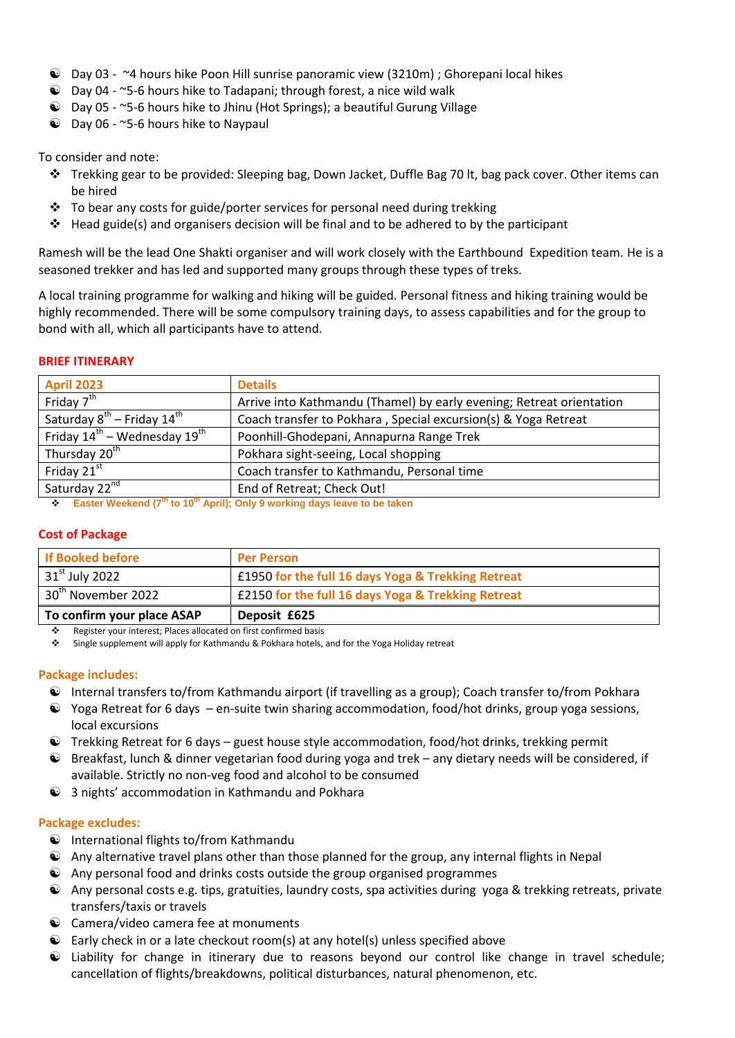- Day 03 - ~4 hours hike Poon Hill sunrise panoramic view (3210m) ; Ghorepani local hikes
- Day 04 - ~5-6 hours hike to Tadapani; through forest, a nice wild walk
- Day 05 - ~5-6 hours hike to Jhinu (Hot Springs); a beautiful Gurung Village
- Day 06 - ~5-6 hours hike to Naypaul

To consider and note:

- Trekking gear to be provided: Sleeping bag, Down Jacket, Duffle Bag 70 lt, bag pack cover. Other items can be hired
- To bear any costs for guide/porter services for personal need during trekking
- Head guide(s) and organisers decision will be final and to be adhered to by the participant

Ramesh will be the lead One Shakti organiser and will work closely with the Earthbound Expedition team. He is a seasoned trekker and has led and supported many groups through these types of treks.

A local training programme for walking and hiking will be guided. Personal fitness and hiking training would be highly recommended. There will be some compulsory training days, to assess capabilities and for the group to bond with all, which all participants have to attend.

## BRIEF ITINERARY

| April 2023 | Details |
|---|---|
| Friday 7th | Arrive into Kathmandu (Thamel) by early evening; Retreat orientation |
| Saturday 8th – Friday 14th | Coach transfer to Pokhara , Special excursion(s) & Yoga Retreat |
| Friday 14th – Wednesday 19th | Poonhill-Ghodepani, Annapurna Range Trek |
| Thursday 20th | Pokhara sight-seeing, Local shopping |
| Friday 21st | Coach transfer to Kathmandu, Personal time |
| Saturday 22nd | End of Retreat; Check Out! |

- **Easter Weekend (7th to 10th April); Only 9 working days leave to be taken**

## Cost of Package

| If Booked before | Per Person |
|---|---|
| 31st July 2022 | £1950 for the full 16 days Yoga & Trekking Retreat |
| 30th November 2022 | £2150 for the full 16 days Yoga & Trekking Retreat |
| **To confirm your place ASAP** | **Deposit £625** |

- Register your interest; Places allocated on first confirmed basis
- Single supplement will apply for Kathmandu & Pokhara hotels, and for the Yoga Holiday retreat

## Package includes:

- Internal transfers to/from Kathmandu airport (if travelling as a group); Coach transfer to/from Pokhara
- Yoga Retreat for 6 days – en-suite twin sharing accommodation, food/hot drinks, group yoga sessions, local excursions
- Trekking Retreat for 6 days – guest house style accommodation, food/hot drinks, trekking permit
- Breakfast, lunch & dinner vegetarian food during yoga and trek – any dietary needs will be considered, if available. Strictly no non-veg food and alcohol to be consumed
- 3 nights' accommodation in Kathmandu and Pokhara

## Package excludes:

- International flights to/from Kathmandu
- Any alternative travel plans other than those planned for the group, any internal flights in Nepal
- Any personal food and drinks costs outside the group organised programmes
- Any personal costs e.g. tips, gratuities, laundry costs, spa activities during yoga & trekking retreats, private transfers/taxis or travels
- Camera/video camera fee at monuments
- Early check in or a late checkout room(s) at any hotel(s) unless specified above
- Liability for change in itinerary due to reasons beyond our control like change in travel schedule; cancellation of flights/breakdowns, political disturbances, natural phenomenon, etc.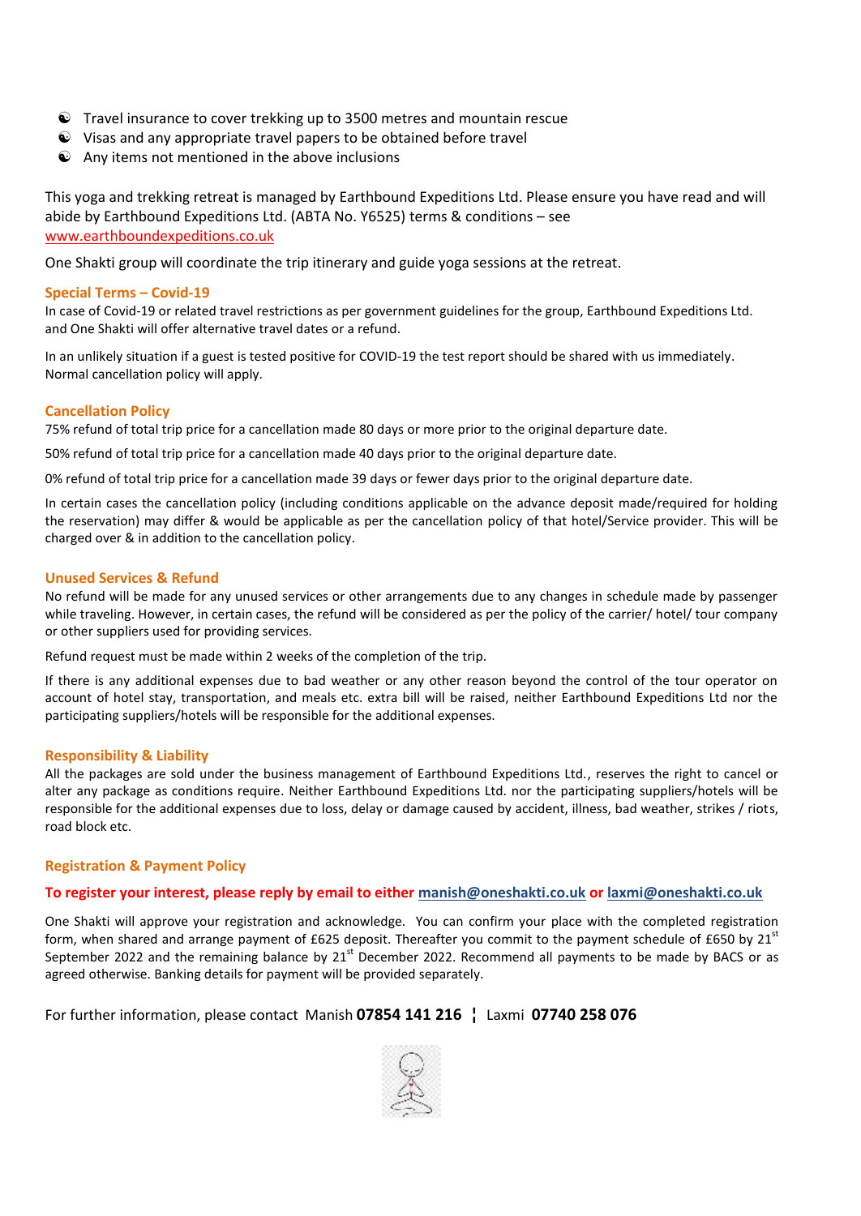- Travel insurance to cover trekking up to 3500 metres and mountain rescue
- Visas and any appropriate travel papers to be obtained before travel
- Any items not mentioned in the above inclusions

This yoga and trekking retreat is managed by Earthbound Expeditions Ltd. Please ensure you have read and will abide by Earthbound Expeditions Ltd. (ABTA No. Y6525) terms & conditions – see www.earthboundexpeditions.co.uk

One Shakti group will coordinate the trip itinerary and guide yoga sessions at the retreat.

### Special Terms – Covid-19

In case of Covid-19 or related travel restrictions as per government guidelines for the group, Earthbound Expeditions Ltd. and One Shakti will offer alternative travel dates or a refund.

In an unlikely situation if a guest is tested positive for COVID-19 the test report should be shared with us immediately. Normal cancellation policy will apply.

### Cancellation Policy

75% refund of total trip price for a cancellation made 80 days or more prior to the original departure date.

50% refund of total trip price for a cancellation made 40 days prior to the original departure date.

0% refund of total trip price for a cancellation made 39 days or fewer days prior to the original departure date.

In certain cases the cancellation policy (including conditions applicable on the advance deposit made/required for holding the reservation) may differ & would be applicable as per the cancellation policy of that hotel/Service provider. This will be charged over & in addition to the cancellation policy.

### Unused Services & Refund

No refund will be made for any unused services or other arrangements due to any changes in schedule made by passenger while traveling. However, in certain cases, the refund will be considered as per the policy of the carrier/ hotel/ tour company or other suppliers used for providing services.

Refund request must be made within 2 weeks of the completion of the trip.

If there is any additional expenses due to bad weather or any other reason beyond the control of the tour operator on account of hotel stay, transportation, and meals etc. extra bill will be raised, neither Earthbound Expeditions Ltd nor the participating suppliers/hotels will be responsible for the additional expenses.

### Responsibility & Liability

All the packages are sold under the business management of Earthbound Expeditions Ltd., reserves the right to cancel or alter any package as conditions require. Neither Earthbound Expeditions Ltd. nor the participating suppliers/hotels will be responsible for the additional expenses due to loss, delay or damage caused by accident, illness, bad weather, strikes / riots, road block etc.

### Registration & Payment Policy

**To register your interest, please reply by email to either manish@oneshakti.co.uk or laxmi@oneshakti.co.uk**

One Shakti will approve your registration and acknowledge. You can confirm your place with the completed registration form, when shared and arrange payment of £625 deposit. Thereafter you commit to the payment schedule of £650 by 21st September 2022 and the remaining balance by 21st December 2022. Recommend all payments to be made by BACS or as agreed otherwise. Banking details for payment will be provided separately.

For further information, please contact Manish **07854 141 216** ¦ Laxmi **07740 258 076**